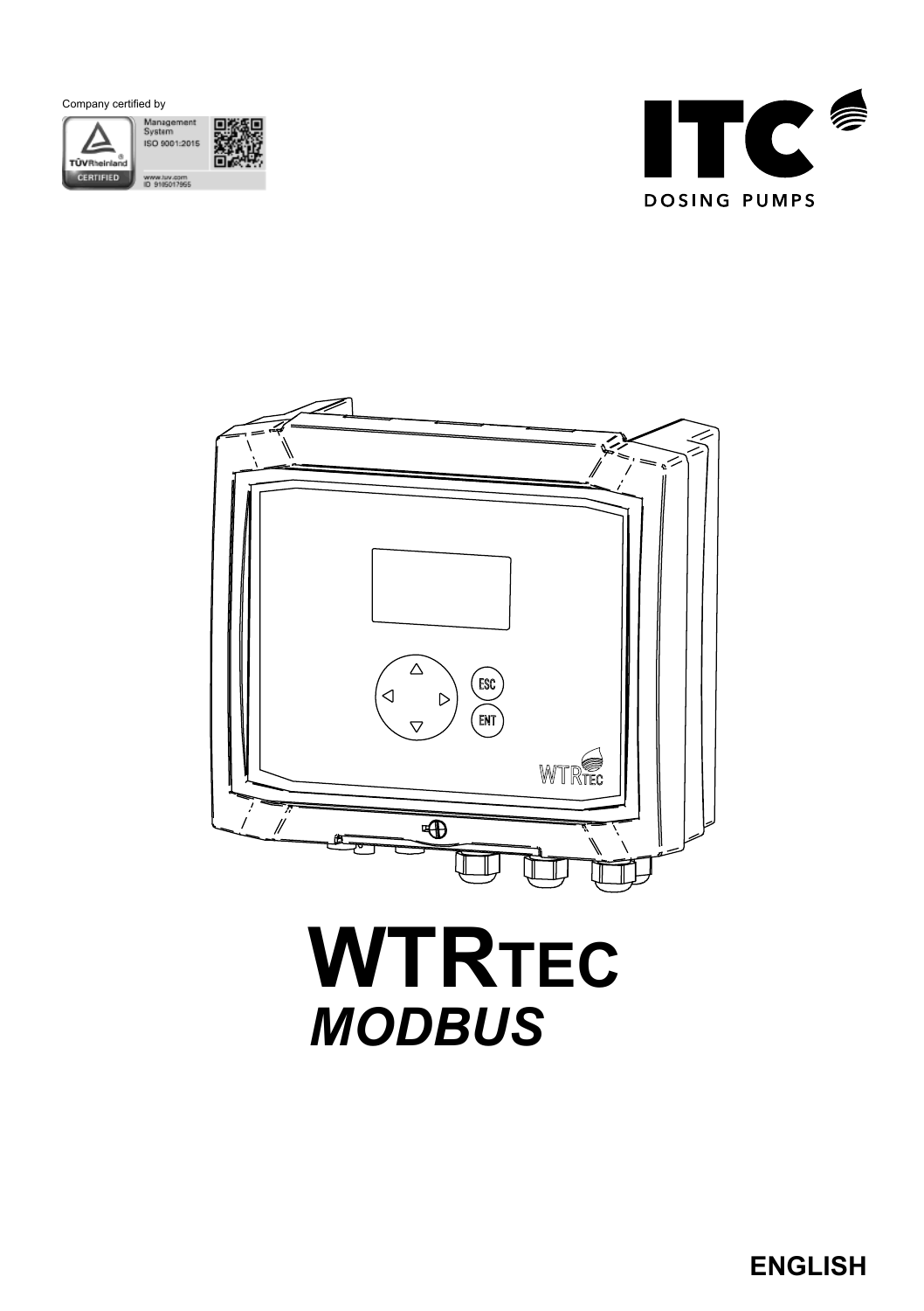Company certified by

Management System ISO 9001:2015

www.tuv.com ID 9105017955

ITC DOSING PUMPS

# WTRTEC

## *MODBUS*

**ENGLISH**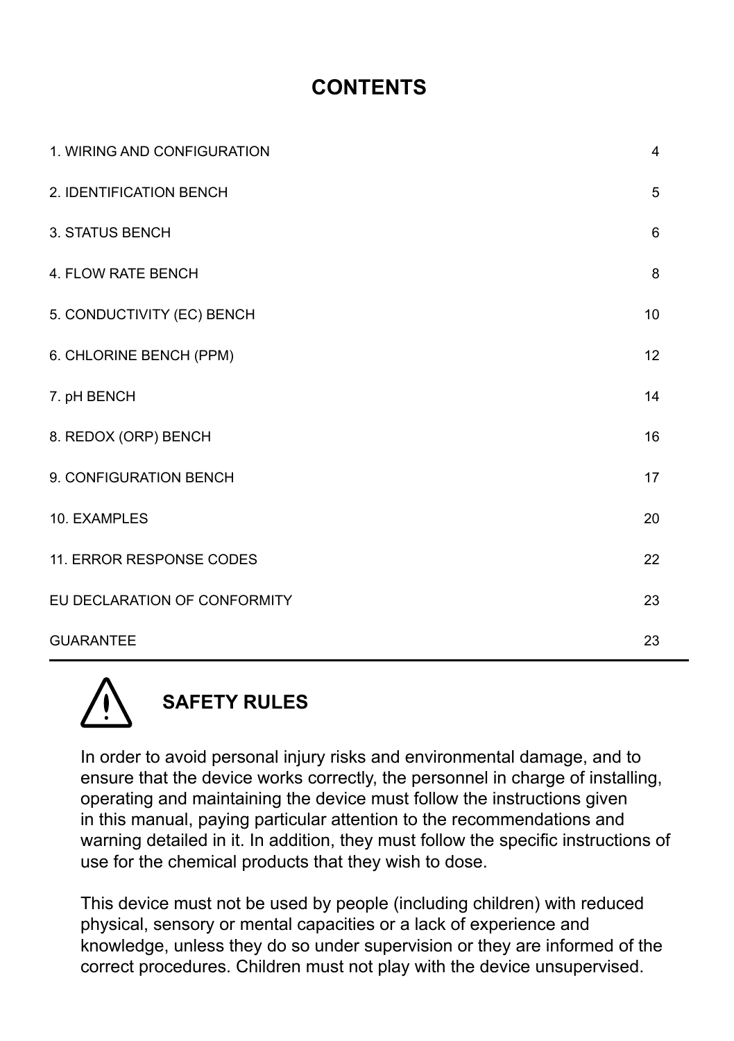# CONTENTS

| | |
|---|---|
| 1. WIRING AND CONFIGURATION | 4 |
| 2. IDENTIFICATION BENCH | 5 |
| 3. STATUS BENCH | 6 |
| 4. FLOW RATE BENCH | 8 |
| 5. CONDUCTIVITY (EC) BENCH | 10 |
| 6. CHLORINE BENCH (PPM) | 12 |
| 7. pH BENCH | 14 |
| 8. REDOX (ORP) BENCH | 16 |
| 9. CONFIGURATION BENCH | 17 |
| 10. EXAMPLES | 20 |
| 11. ERROR RESPONSE CODES | 22 |
| EU DECLARATION OF CONFORMITY | 23 |
| GUARANTEE | 23 |

## SAFETY RULES

In order to avoid personal injury risks and environmental damage, and to ensure that the device works correctly, the personnel in charge of installing, operating and maintaining the device must follow the instructions given in this manual, paying particular attention to the recommendations and warning detailed in it. In addition, they must follow the specific instructions of use for the chemical products that they wish to dose.

This device must not be used by people (including children) with reduced physical, sensory or mental capacities or a lack of experience and knowledge, unless they do so under supervision or they are informed of the correct procedures. Children must not play with the device unsupervised.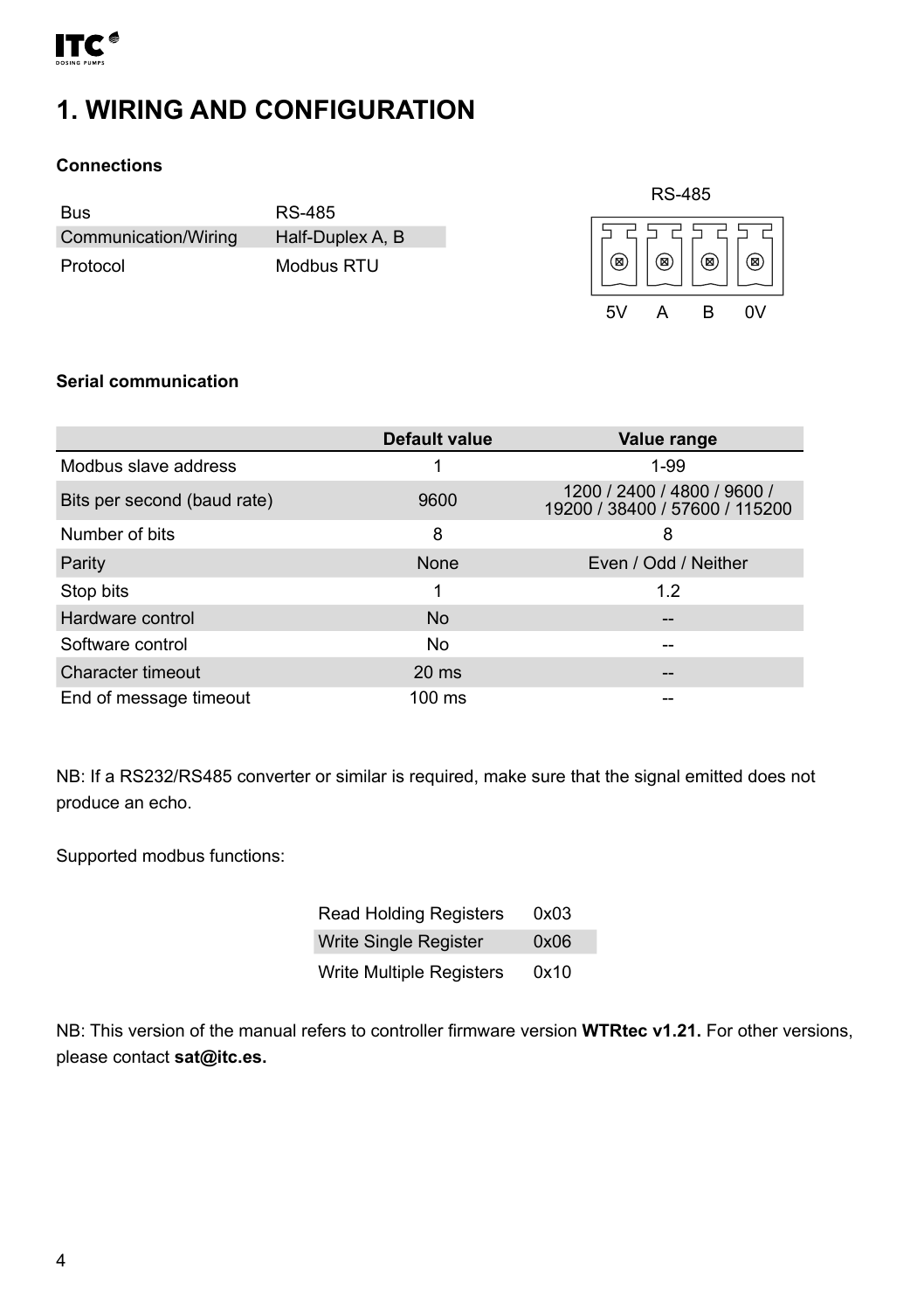# 1. WIRING AND CONFIGURATION

### Connections

| | |
|---|---|
| Bus | RS-485 |
| Communication/Wiring | Half-Duplex A, B |
| Protocol | Modbus RTU |

RS-485

5V A B 0V

### Serial communication

| | Default value | Value range |
|---|---|---|
| Modbus slave address | 1 | 1-99 |
| Bits per second (baud rate) | 9600 | 1200 / 2400 / 4800 / 9600 / 19200 / 38400 / 57600 / 115200 |
| Number of bits | 8 | 8 |
| Parity | None | Even / Odd / Neither |
| Stop bits | 1 | 1.2 |
| Hardware control | No | -- |
| Software control | No | -- |
| Character timeout | 20 ms | -- |
| End of message timeout | 100 ms | -- |

NB: If a RS232/RS485 converter or similar is required, make sure that the signal emitted does not produce an echo.

Supported modbus functions:

| | |
|---|---|
| Read Holding Registers | 0x03 |
| Write Single Register | 0x06 |
| Write Multiple Registers | 0x10 |

NB: This version of the manual refers to controller firmware version **WTRtec v1.21.** For other versions, please contact **sat@itc.es.**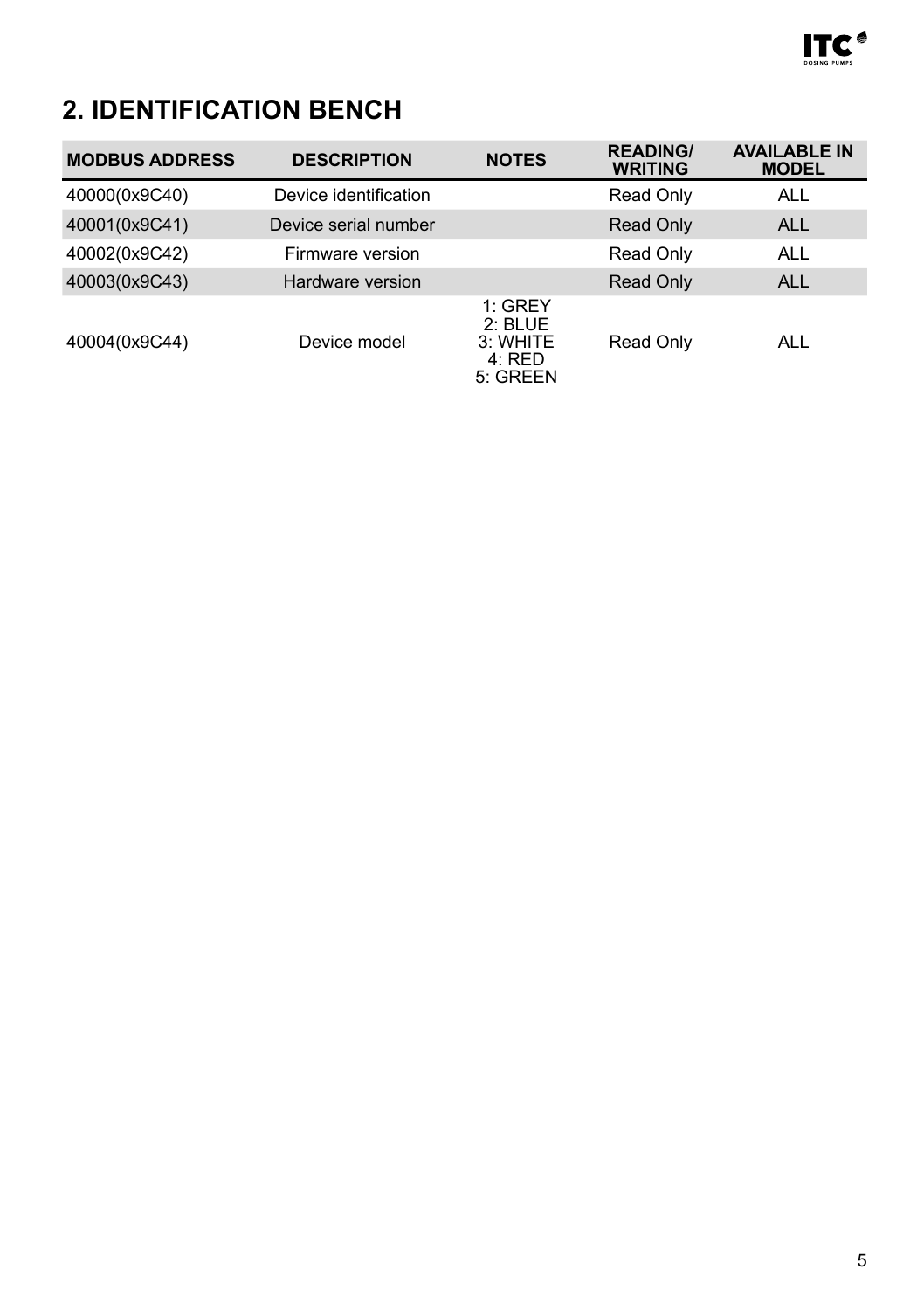## 2. IDENTIFICATION BENCH

| MODBUS ADDRESS | DESCRIPTION | NOTES | READING/ WRITING | AVAILABLE IN MODEL |
|---|---|---|---|---|
| 40000(0x9C40) | Device identification | | Read Only | ALL |
| 40001(0x9C41) | Device serial number | | Read Only | ALL |
| 40002(0x9C42) | Firmware version | | Read Only | ALL |
| 40003(0x9C43) | Hardware version | | Read Only | ALL |
| 40004(0x9C44) | Device model | 1: GREY<br>2: BLUE<br>3: WHITE<br>4: RED<br>5: GREEN | Read Only | ALL |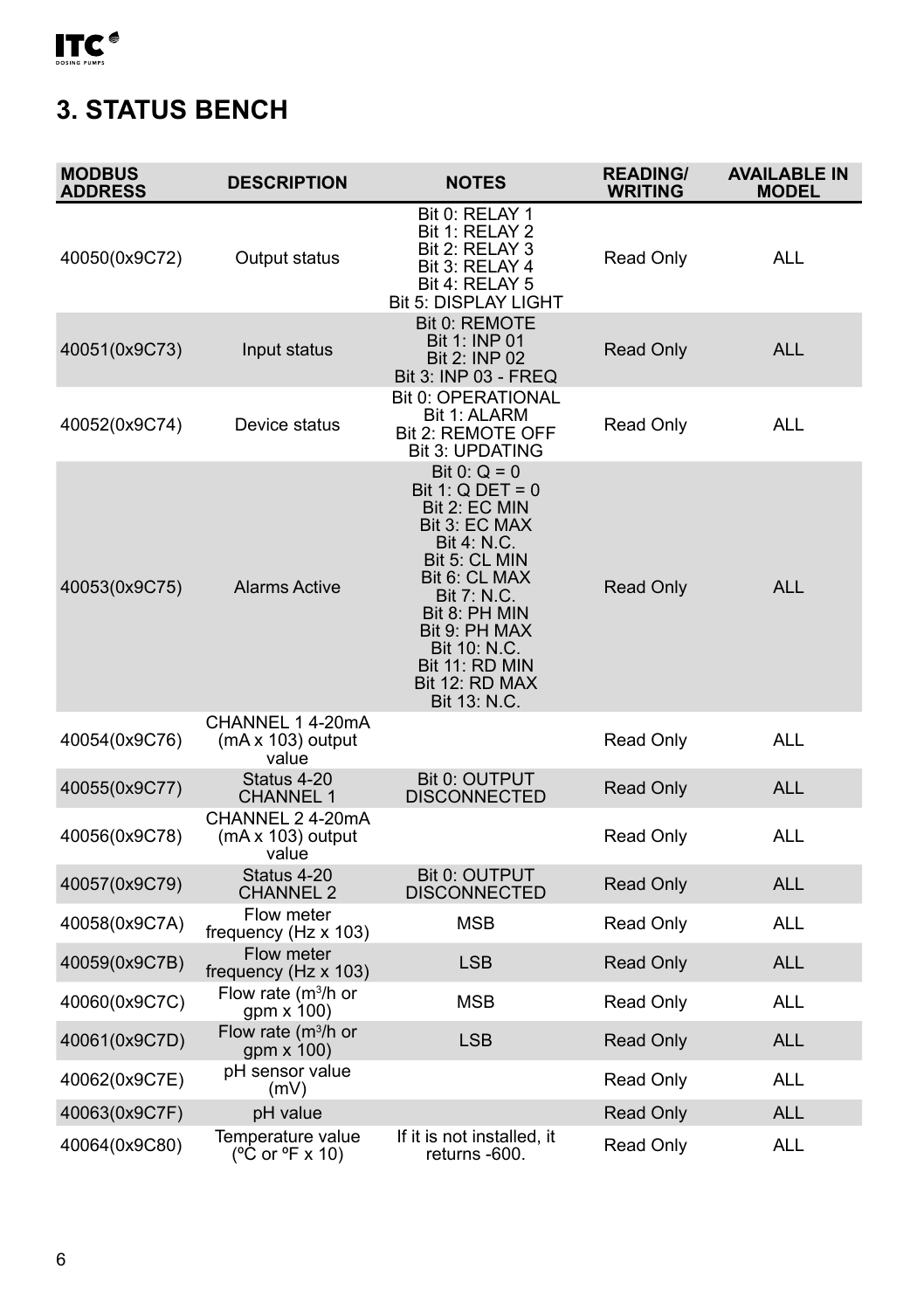## 3. STATUS BENCH

| MODBUS ADDRESS | DESCRIPTION | NOTES | READING/ WRITING | AVAILABLE IN MODEL |
|---|---|---|---|---|
| 40050(0x9C72) | Output status | Bit 0: RELAY 1<br>Bit 1: RELAY 2<br>Bit 2: RELAY 3<br>Bit 3: RELAY 4<br>Bit 4: RELAY 5<br>Bit 5: DISPLAY LIGHT | Read Only | ALL |
| 40051(0x9C73) | Input status | Bit 0: REMOTE<br>Bit 1: INP 01<br>Bit 2: INP 02<br>Bit 3: INP 03 - FREQ | Read Only | ALL |
| 40052(0x9C74) | Device status | Bit 0: OPERATIONAL<br>Bit 1: ALARM<br>Bit 2: REMOTE OFF<br>Bit 3: UPDATING | Read Only | ALL |
| 40053(0x9C75) | Alarms Active | Bit 0: Q = 0<br>Bit 1: Q DET = 0<br>Bit 2: EC MIN<br>Bit 3: EC MAX<br>Bit 4: N.C.<br>Bit 5: CL MIN<br>Bit 6: CL MAX<br>Bit 7: N.C.<br>Bit 8: PH MIN<br>Bit 9: PH MAX<br>Bit 10: N.C.<br>Bit 11: RD MIN<br>Bit 12: RD MAX<br>Bit 13: N.C. | Read Only | ALL |
| 40054(0x9C76) | CHANNEL 1 4-20mA (mA x 103) output value | | Read Only | ALL |
| 40055(0x9C77) | Status 4-20 CHANNEL 1 | Bit 0: OUTPUT DISCONNECTED | Read Only | ALL |
| 40056(0x9C78) | CHANNEL 2 4-20mA (mA x 103) output value | | Read Only | ALL |
| 40057(0x9C79) | Status 4-20 CHANNEL 2 | Bit 0: OUTPUT DISCONNECTED | Read Only | ALL |
| 40058(0x9C7A) | Flow meter frequency (Hz x 103) | MSB | Read Only | ALL |
| 40059(0x9C7B) | Flow meter frequency (Hz x 103) | LSB | Read Only | ALL |
| 40060(0x9C7C) | Flow rate ($m^3$/h or gpm x 100) | MSB | Read Only | ALL |
| 40061(0x9C7D) | Flow rate ($m^3$/h or gpm x 100) | LSB | Read Only | ALL |
| 40062(0x9C7E) | pH sensor value (mV) | | Read Only | ALL |
| 40063(0x9C7F) | pH value | | Read Only | ALL |
| 40064(0x9C80) | Temperature value (ºC or ºF x 10) | If it is not installed, it returns -600. | Read Only | ALL |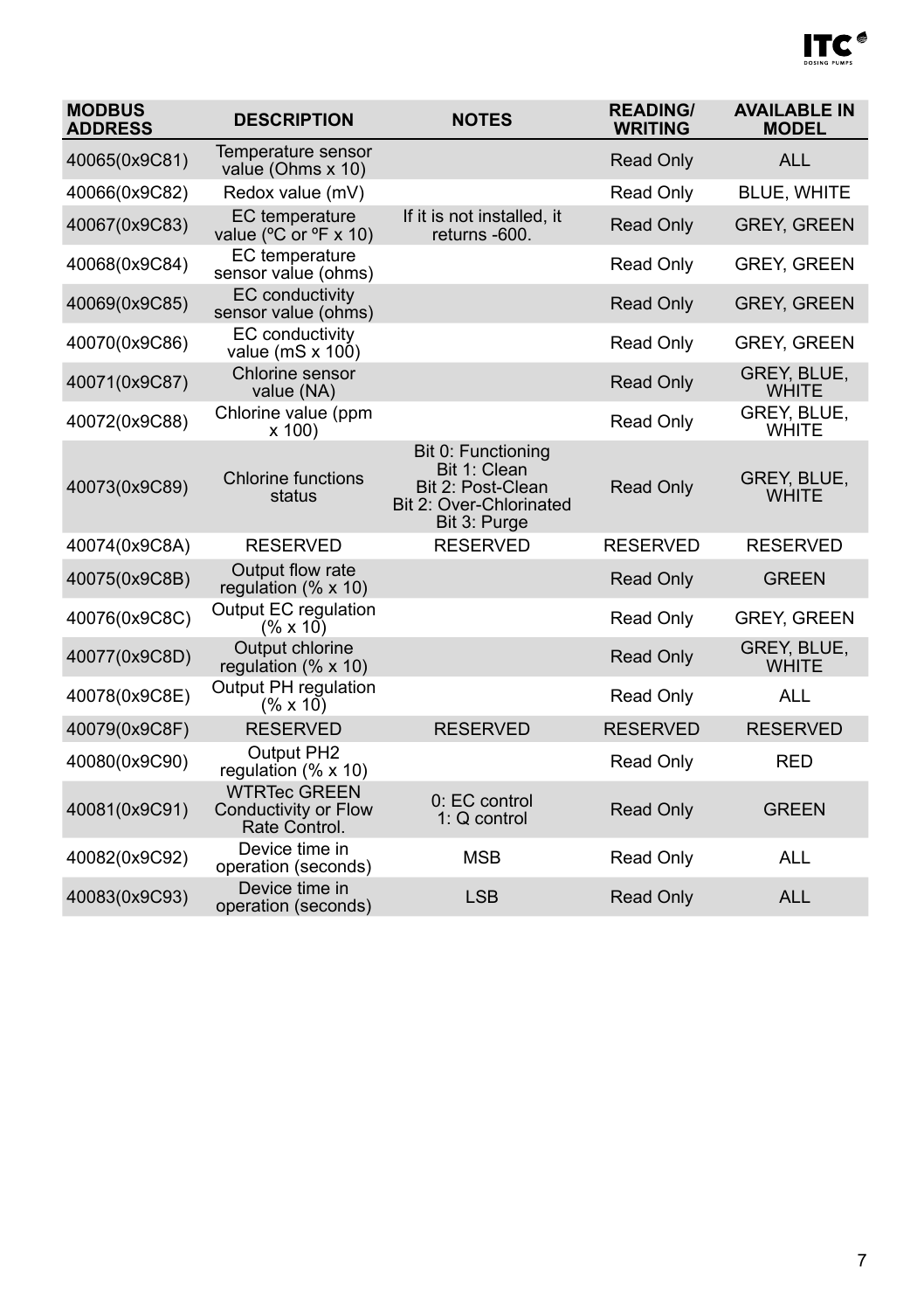| MODBUS ADDRESS | DESCRIPTION | NOTES | READING/ WRITING | AVAILABLE IN MODEL |
|---|---|---|---|---|
| 40065(0x9C81) | Temperature sensor value (Ohms x 10) | | Read Only | ALL |
| 40066(0x9C82) | Redox value (mV) | | Read Only | BLUE, WHITE |
| 40067(0x9C83) | EC temperature value (ºC or ºF x 10) | If it is not installed, it returns -600. | Read Only | GREY, GREEN |
| 40068(0x9C84) | EC temperature sensor value (ohms) | | Read Only | GREY, GREEN |
| 40069(0x9C85) | EC conductivity sensor value (ohms) | | Read Only | GREY, GREEN |
| 40070(0x9C86) | EC conductivity value (mS x 100) | | Read Only | GREY, GREEN |
| 40071(0x9C87) | Chlorine sensor value (NA) | | Read Only | GREY, BLUE, WHITE |
| 40072(0x9C88) | Chlorine value (ppm x 100) | | Read Only | GREY, BLUE, WHITE |
| 40073(0x9C89) | Chlorine functions status | Bit 0: Functioning<br>Bit 1: Clean<br>Bit 2: Post-Clean<br>Bit 2: Over-Chlorinated<br>Bit 3: Purge | Read Only | GREY, BLUE, WHITE |
| 40074(0x9C8A) | RESERVED | RESERVED | RESERVED | RESERVED |
| 40075(0x9C8B) | Output flow rate regulation (% x 10) | | Read Only | GREEN |
| 40076(0x9C8C) | Output EC regulation (% x 10) | | Read Only | GREY, GREEN |
| 40077(0x9C8D) | Output chlorine regulation (% x 10) | | Read Only | GREY, BLUE, WHITE |
| 40078(0x9C8E) | Output PH regulation (% x 10) | | Read Only | ALL |
| 40079(0x9C8F) | RESERVED | RESERVED | RESERVED | RESERVED |
| 40080(0x9C90) | Output PH2 regulation (% x 10) | | Read Only | RED |
| 40081(0x9C91) | WTRTec GREEN Conductivity or Flow Rate Control. | 0: EC control<br>1: Q control | Read Only | GREEN |
| 40082(0x9C92) | Device time in operation (seconds) | MSB | Read Only | ALL |
| 40083(0x9C93) | Device time in operation (seconds) | LSB | Read Only | ALL |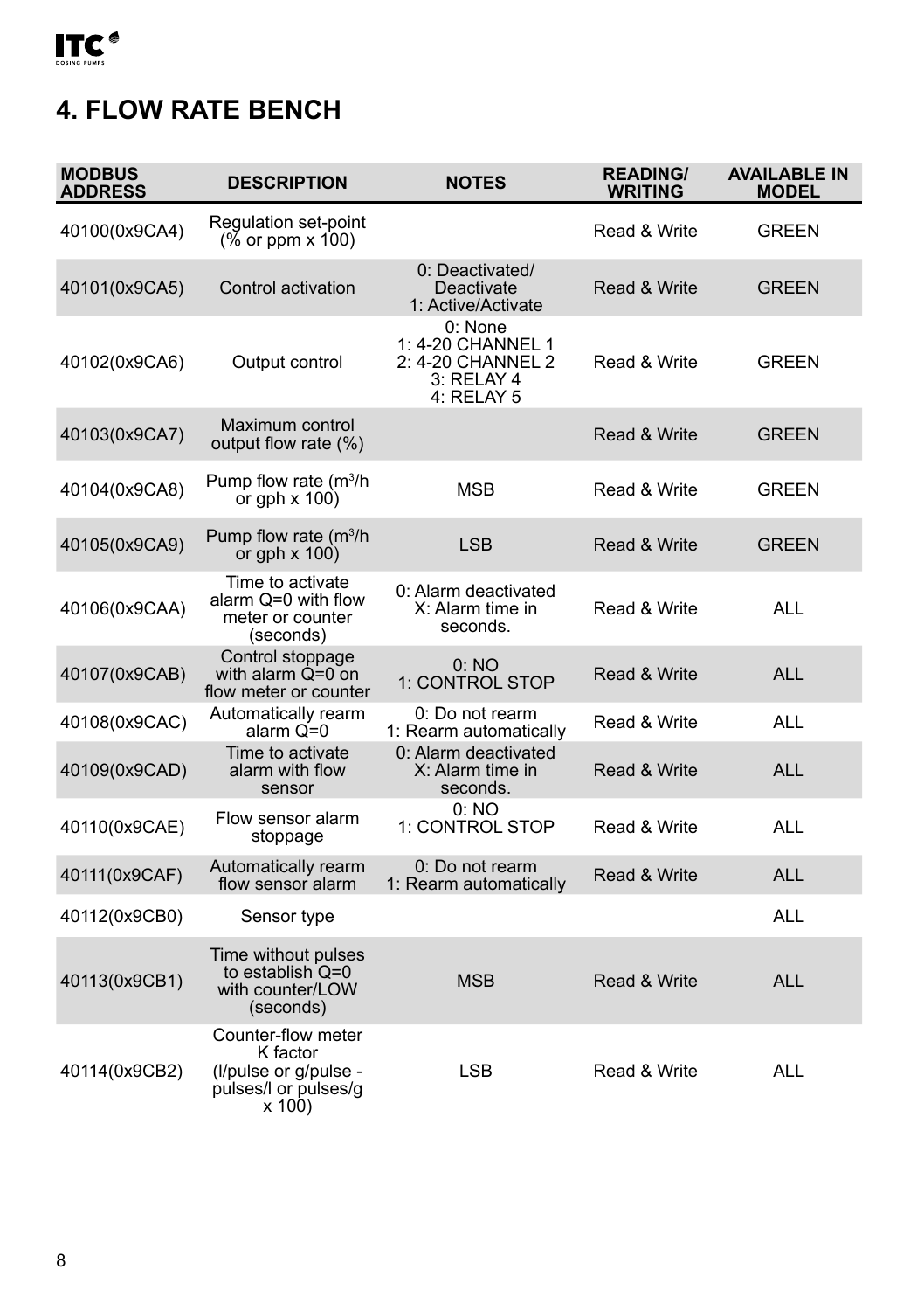# 4. FLOW RATE BENCH

| MODBUS ADDRESS | DESCRIPTION | NOTES | READING/ WRITING | AVAILABLE IN MODEL |
|---|---|---|---|---|
| 40100(0x9CA4) | Regulation set-point (% or ppm x 100) | | Read & Write | GREEN |
| 40101(0x9CA5) | Control activation | 0: Deactivated/ Deactivate<br>1: Active/Activate | Read & Write | GREEN |
| 40102(0x9CA6) | Output control | 0: None<br>1: 4-20 CHANNEL 1<br>2: 4-20 CHANNEL 2<br>3: RELAY 4<br>4: RELAY 5 | Read & Write | GREEN |
| 40103(0x9CA7) | Maximum control output flow rate (%) | | Read & Write | GREEN |
| 40104(0x9CA8) | Pump flow rate ($m^3$/h or gph x 100) | MSB | Read & Write | GREEN |
| 40105(0x9CA9) | Pump flow rate ($m^3$/h or gph x 100) | LSB | Read & Write | GREEN |
| 40106(0x9CAA) | Time to activate alarm Q=0 with flow meter or counter (seconds) | 0: Alarm deactivated<br>X: Alarm time in seconds. | Read & Write | ALL |
| 40107(0x9CAB) | Control stoppage with alarm Q=0 on flow meter or counter | 0: NO<br>1: CONTROL STOP | Read & Write | ALL |
| 40108(0x9CAC) | Automatically rearm alarm Q=0 | 0: Do not rearm<br>1: Rearm automatically | Read & Write | ALL |
| 40109(0x9CAD) | Time to activate alarm with flow sensor | 0: Alarm deactivated<br>X: Alarm time in seconds. | Read & Write | ALL |
| 40110(0x9CAE) | Flow sensor alarm stoppage | 0: NO<br>1: CONTROL STOP | Read & Write | ALL |
| 40111(0x9CAF) | Automatically rearm flow sensor alarm | 0: Do not rearm<br>1: Rearm automatically | Read & Write | ALL |
| 40112(0x9CB0) | Sensor type | | | ALL |
| 40113(0x9CB1) | Time without pulses to establish Q=0 with counter/LOW (seconds) | MSB | Read & Write | ALL |
| 40114(0x9CB2) | Counter-flow meter K factor (l/pulse or g/pulse - pulses/l or pulses/g x 100) | LSB | Read & Write | ALL |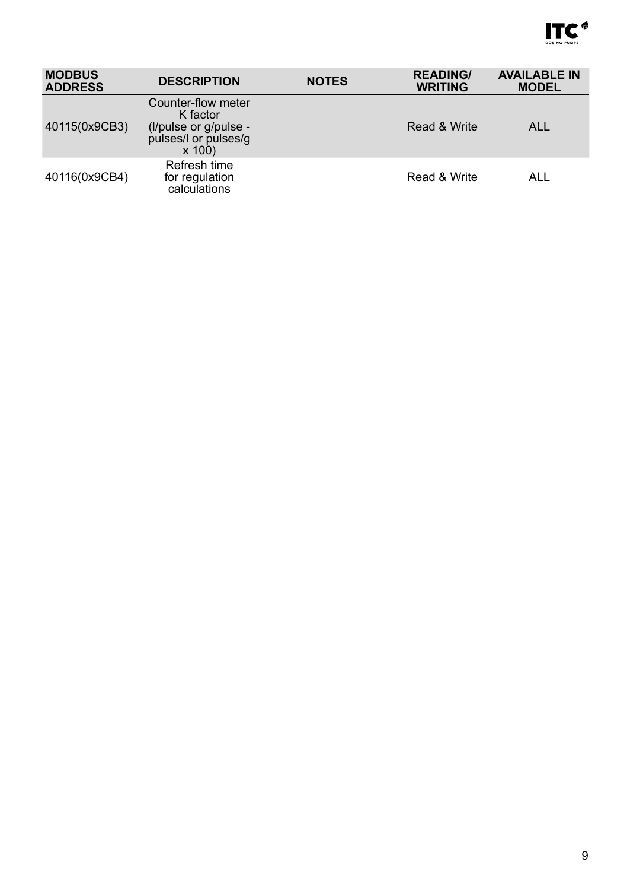| MODBUS ADDRESS | DESCRIPTION | NOTES | READING/ WRITING | AVAILABLE IN MODEL |
|---|---|---|---|---|
| 40115(0x9CB3) | Counter-flow meter K factor (l/pulse or g/pulse - pulses/l or pulses/g x 100) | | Read & Write | ALL |
| 40116(0x9CB4) | Refresh time for regulation calculations | | Read & Write | ALL |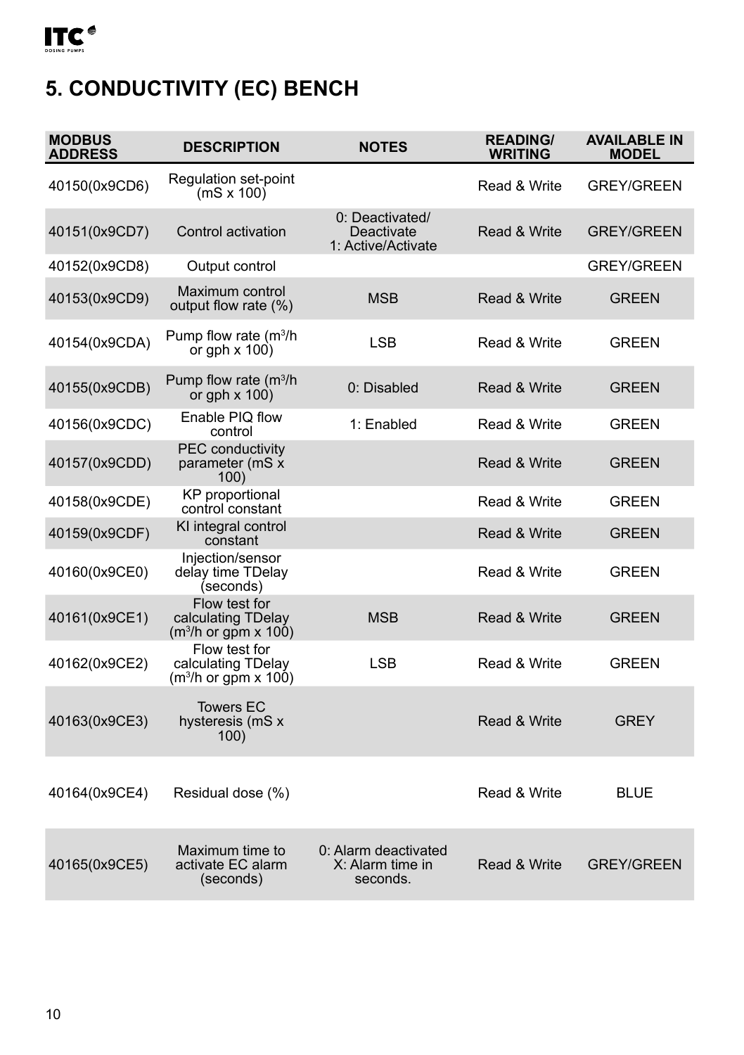# 5. CONDUCTIVITY (EC) BENCH

| MODBUS ADDRESS | DESCRIPTION | NOTES | READING/ WRITING | AVAILABLE IN MODEL |
|---|---|---|---|---|
| 40150(0x9CD6) | Regulation set-point (mS x 100) | | Read & Write | GREY/GREEN |
| 40151(0x9CD7) | Control activation | 0: Deactivated/ Deactivate 1: Active/Activate | Read & Write | GREY/GREEN |
| 40152(0x9CD8) | Output control | | | GREY/GREEN |
| 40153(0x9CD9) | Maximum control output flow rate (%) | MSB | Read & Write | GREEN |
| 40154(0x9CDA) | Pump flow rate ($m^3$/h or gph x 100) | LSB | Read & Write | GREEN |
| 40155(0x9CDB) | Pump flow rate ($m^3$/h or gph x 100) | 0: Disabled | Read & Write | GREEN |
| 40156(0x9CDC) | Enable PIQ flow control | 1: Enabled | Read & Write | GREEN |
| 40157(0x9CDD) | PEC conductivity parameter (mS x 100) | | Read & Write | GREEN |
| 40158(0x9CDE) | KP proportional control constant | | Read & Write | GREEN |
| 40159(0x9CDF) | KI integral control constant | | Read & Write | GREEN |
| 40160(0x9CE0) | Injection/sensor delay time TDelay (seconds) | | Read & Write | GREEN |
| 40161(0x9CE1) | Flow test for calculating TDelay ($m^3$/h or gpm x 100) | MSB | Read & Write | GREEN |
| 40162(0x9CE2) | Flow test for calculating TDelay ($m^3$/h or gpm x 100) | LSB | Read & Write | GREEN |
| 40163(0x9CE3) | Towers EC hysteresis (mS x 100) | | Read & Write | GREY |
| 40164(0x9CE4) | Residual dose (%) | | Read & Write | BLUE |
| 40165(0x9CE5) | Maximum time to activate EC alarm (seconds) | 0: Alarm deactivated X: Alarm time in seconds. | Read & Write | GREY/GREEN |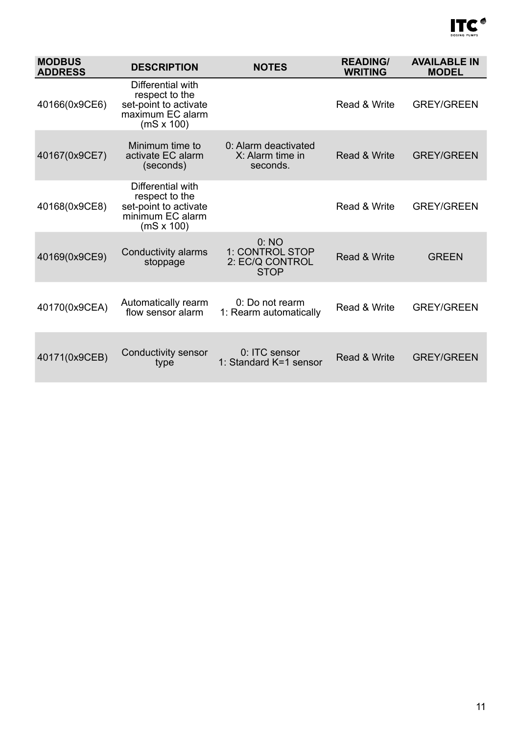| MODBUS ADDRESS | DESCRIPTION | NOTES | READING/ WRITING | AVAILABLE IN MODEL |
| --- | --- | --- | --- | --- |
| 40166(0x9CE6) | Differential with respect to the set-point to activate maximum EC alarm (mS x 100) | | Read & Write | GREY/GREEN |
| 40167(0x9CE7) | Minimum time to activate EC alarm (seconds) | 0: Alarm deactivated X: Alarm time in seconds. | Read & Write | GREY/GREEN |
| 40168(0x9CE8) | Differential with respect to the set-point to activate minimum EC alarm (mS x 100) | | Read & Write | GREY/GREEN |
| 40169(0x9CE9) | Conductivity alarms stoppage | 0: NO 1: CONTROL STOP 2: EC/Q CONTROL STOP | Read & Write | GREEN |
| 40170(0x9CEA) | Automatically rearm flow sensor alarm | 0: Do not rearm 1: Rearm automatically | Read & Write | GREY/GREEN |
| 40171(0x9CEB) | Conductivity sensor type | 0: ITC sensor 1: Standard K=1 sensor | Read & Write | GREY/GREEN |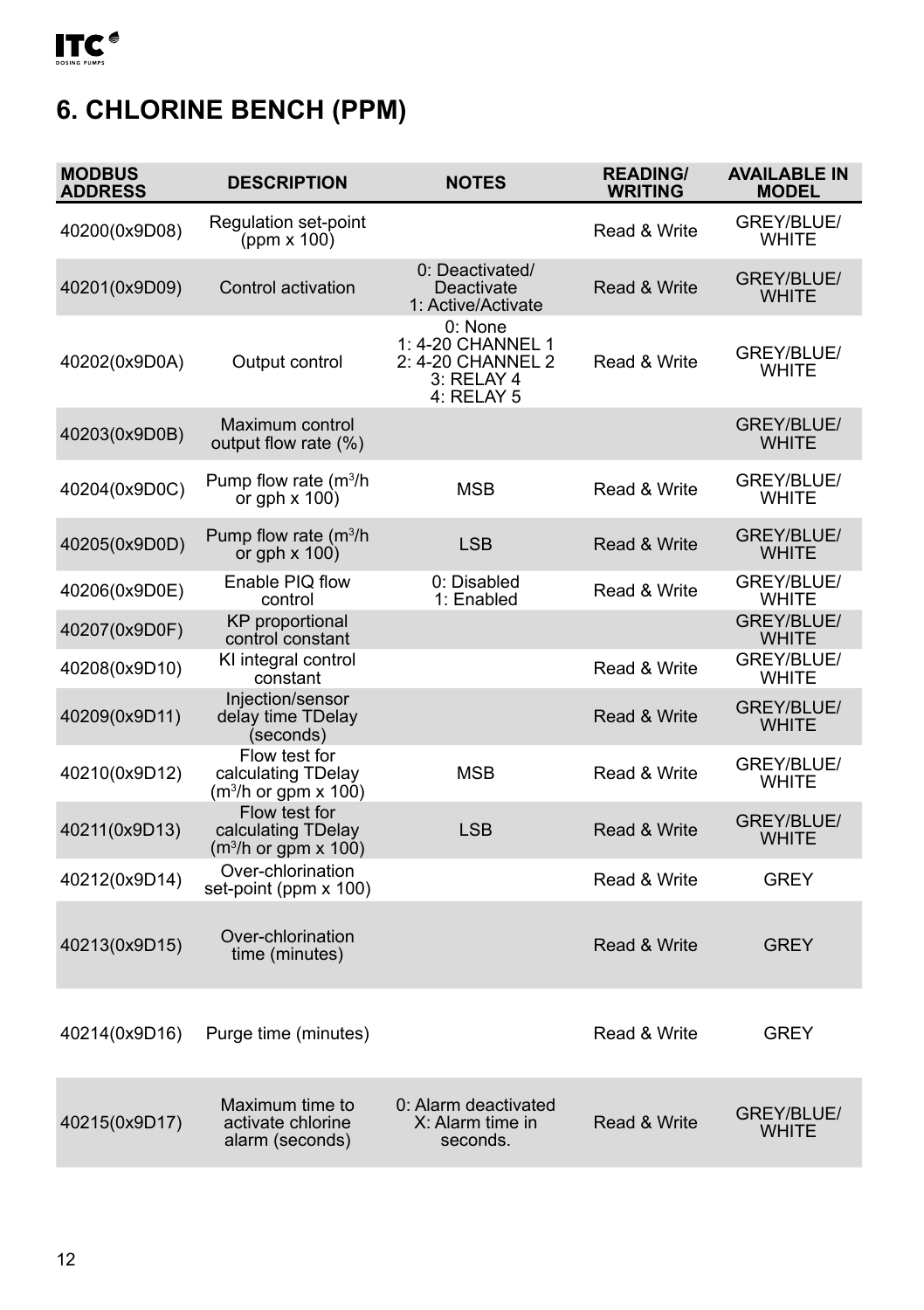# 6. CHLORINE BENCH (PPM)

| MODBUS ADDRESS | DESCRIPTION | NOTES | READING/ WRITING | AVAILABLE IN MODEL |
|---|---|---|---|---|
| 40200(0x9D08) | Regulation set-point (ppm x 100) | | Read & Write | GREY/BLUE/ WHITE |
| 40201(0x9D09) | Control activation | 0: Deactivated/ Deactivate<br>1: Active/Activate | Read & Write | GREY/BLUE/ WHITE |
| 40202(0x9D0A) | Output control | 0: None<br>1: 4-20 CHANNEL 1<br>2: 4-20 CHANNEL 2<br>3: RELAY 4<br>4: RELAY 5 | Read & Write | GREY/BLUE/ WHITE |
| 40203(0x9D0B) | Maximum control output flow rate (%) | | | GREY/BLUE/ WHITE |
| 40204(0x9D0C) | Pump flow rate ($m^3$/h or gph x 100) | MSB | Read & Write | GREY/BLUE/ WHITE |
| 40205(0x9D0D) | Pump flow rate ($m^3$/h or gph x 100) | LSB | Read & Write | GREY/BLUE/ WHITE |
| 40206(0x9D0E) | Enable PIQ flow control | 0: Disabled<br>1: Enabled | Read & Write | GREY/BLUE/ WHITE |
| 40207(0x9D0F) | KP proportional control constant | | | GREY/BLUE/ WHITE |
| 40208(0x9D10) | KI integral control constant | | Read & Write | GREY/BLUE/ WHITE |
| 40209(0x9D11) | Injection/sensor delay time TDelay (seconds) | | Read & Write | GREY/BLUE/ WHITE |
| 40210(0x9D12) | Flow test for calculating TDelay ($m^3$/h or gpm x 100) | MSB | Read & Write | GREY/BLUE/ WHITE |
| 40211(0x9D13) | Flow test for calculating TDelay ($m^3$/h or gpm x 100) | LSB | Read & Write | GREY/BLUE/ WHITE |
| 40212(0x9D14) | Over-chlorination set-point (ppm x 100) | | Read & Write | GREY |
| 40213(0x9D15) | Over-chlorination time (minutes) | | Read & Write | GREY |
| 40214(0x9D16) | Purge time (minutes) | | Read & Write | GREY |
| 40215(0x9D17) | Maximum time to activate chlorine alarm (seconds) | 0: Alarm deactivated<br>X: Alarm time in seconds. | Read & Write | GREY/BLUE/ WHITE |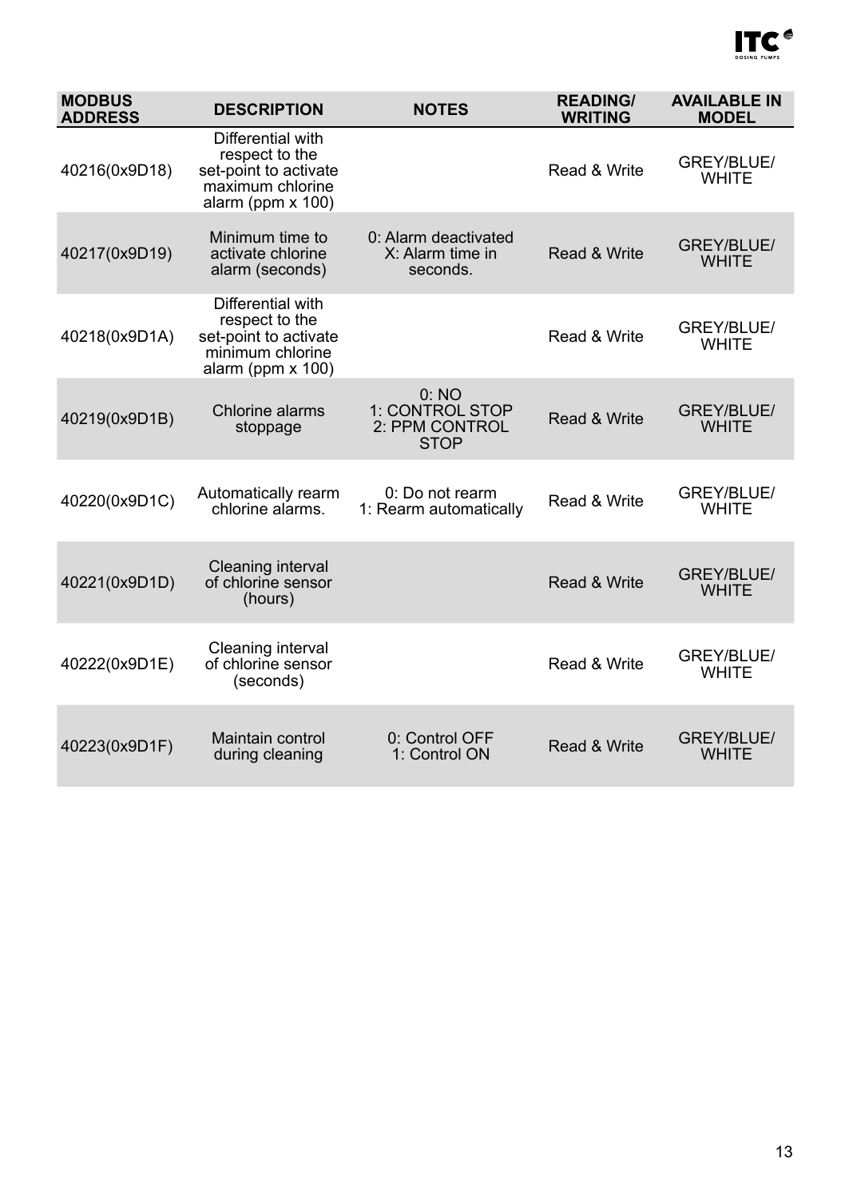| MODBUS ADDRESS | DESCRIPTION | NOTES | READING/ WRITING | AVAILABLE IN MODEL |
|---|---|---|---|---|
| 40216(0x9D18) | Differential with respect to the set-point to activate maximum chlorine alarm (ppm x 100) | | Read & Write | GREY/BLUE/ WHITE |
| 40217(0x9D19) | Minimum time to activate chlorine alarm (seconds) | 0: Alarm deactivated X: Alarm time in seconds. | Read & Write | GREY/BLUE/ WHITE |
| 40218(0x9D1A) | Differential with respect to the set-point to activate minimum chlorine alarm (ppm x 100) | | Read & Write | GREY/BLUE/ WHITE |
| 40219(0x9D1B) | Chlorine alarms stoppage | 0: NO 1: CONTROL STOP 2: PPM CONTROL STOP | Read & Write | GREY/BLUE/ WHITE |
| 40220(0x9D1C) | Automatically rearm chlorine alarms. | 0: Do not rearm 1: Rearm automatically | Read & Write | GREY/BLUE/ WHITE |
| 40221(0x9D1D) | Cleaning interval of chlorine sensor (hours) | | Read & Write | GREY/BLUE/ WHITE |
| 40222(0x9D1E) | Cleaning interval of chlorine sensor (seconds) | | Read & Write | GREY/BLUE/ WHITE |
| 40223(0x9D1F) | Maintain control during cleaning | 0: Control OFF 1: Control ON | Read & Write | GREY/BLUE/ WHITE |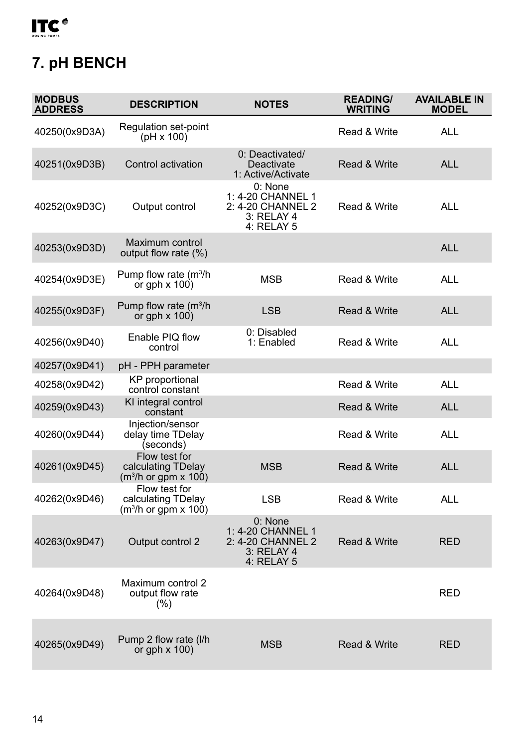# 7. pH BENCH

| MODBUS ADDRESS | DESCRIPTION | NOTES | READING/ WRITING | AVAILABLE IN MODEL |
|---|---|---|---|---|
| 40250(0x9D3A) | Regulation set-point (pH x 100) | | Read & Write | ALL |
| 40251(0x9D3B) | Control activation | 0: Deactivated/ Deactivate<br>1: Active/Activate | Read & Write | ALL |
| 40252(0x9D3C) | Output control | 0: None<br>1: 4-20 CHANNEL 1<br>2: 4-20 CHANNEL 2<br>3: RELAY 4<br>4: RELAY 5 | Read & Write | ALL |
| 40253(0x9D3D) | Maximum control output flow rate (%) | | | ALL |
| 40254(0x9D3E) | Pump flow rate ($m^3$/h or gph x 100) | MSB | Read & Write | ALL |
| 40255(0x9D3F) | Pump flow rate ($m^3$/h or gph x 100) | LSB | Read & Write | ALL |
| 40256(0x9D40) | Enable PIQ flow control | 0: Disabled<br>1: Enabled | Read & Write | ALL |
| 40257(0x9D41) | pH - PPH parameter | | | |
| 40258(0x9D42) | KP proportional control constant | | Read & Write | ALL |
| 40259(0x9D43) | KI integral control constant | | Read & Write | ALL |
| 40260(0x9D44) | Injection/sensor delay time TDelay (seconds) | | Read & Write | ALL |
| 40261(0x9D45) | Flow test for calculating TDelay ($m^3$/h or gpm x 100) | MSB | Read & Write | ALL |
| 40262(0x9D46) | Flow test for calculating TDelay ($m^3$/h or gpm x 100) | LSB | Read & Write | ALL |
| 40263(0x9D47) | Output control 2 | 0: None<br>1: 4-20 CHANNEL 1<br>2: 4-20 CHANNEL 2<br>3: RELAY 4<br>4: RELAY 5 | Read & Write | RED |
| 40264(0x9D48) | Maximum control 2 output flow rate (%) | | | RED |
| 40265(0x9D49) | Pump 2 flow rate (l/h or gph x 100) | MSB | Read & Write | RED |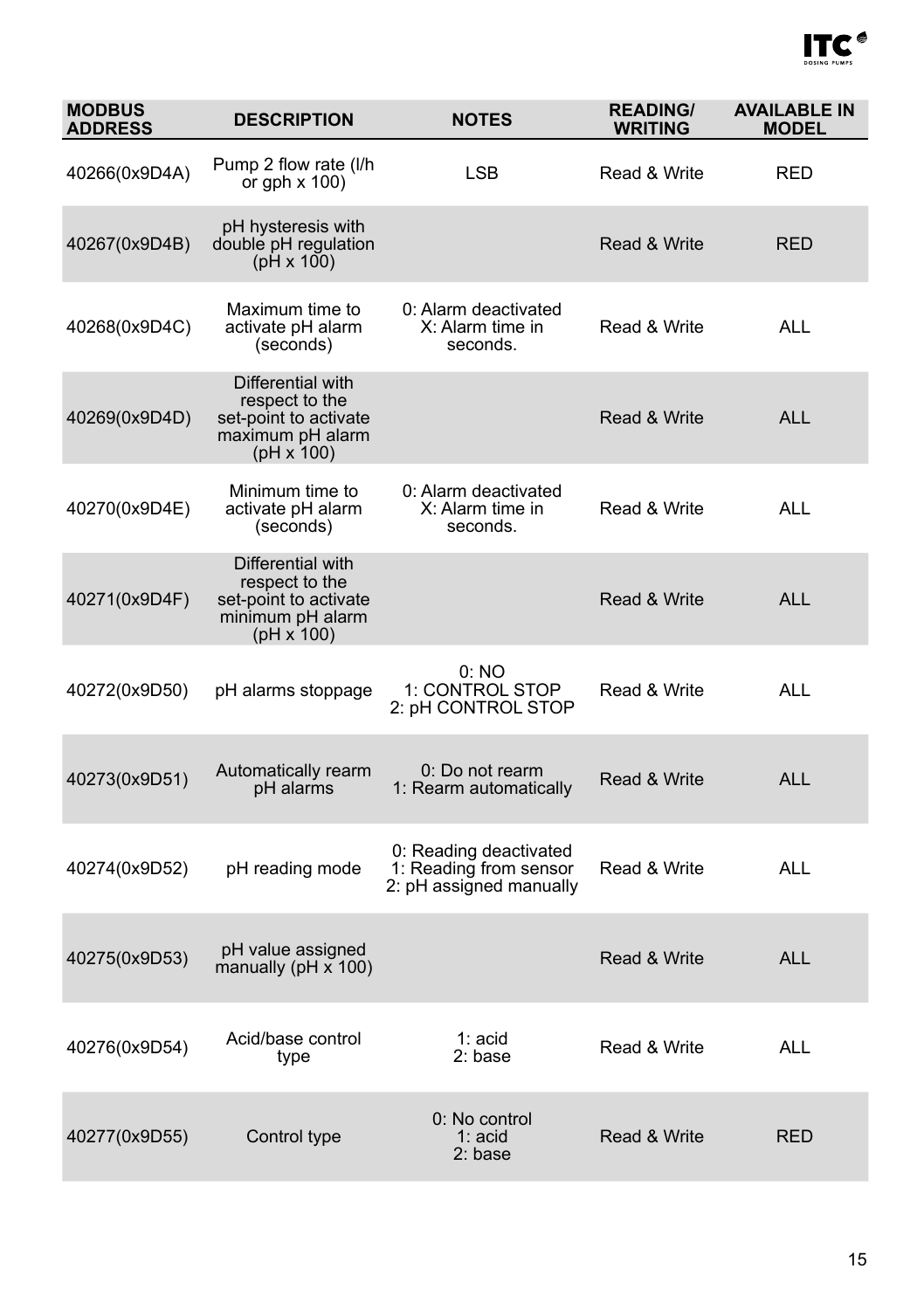| MODBUS ADDRESS | DESCRIPTION | NOTES | READING/ WRITING | AVAILABLE IN MODEL |
|---|---|---|---|---|
| 40266(0x9D4A) | Pump 2 flow rate (l/h or gph x 100) | LSB | Read & Write | RED |
| 40267(0x9D4B) | pH hysteresis with double pH regulation (pH x 100) | | Read & Write | RED |
| 40268(0x9D4C) | Maximum time to activate pH alarm (seconds) | 0: Alarm deactivated<br>X: Alarm time in seconds. | Read & Write | ALL |
| 40269(0x9D4D) | Differential with respect to the set-point to activate maximum pH alarm (pH x 100) | | Read & Write | ALL |
| 40270(0x9D4E) | Minimum time to activate pH alarm (seconds) | 0: Alarm deactivated<br>X: Alarm time in seconds. | Read & Write | ALL |
| 40271(0x9D4F) | Differential with respect to the set-point to activate minimum pH alarm (pH x 100) | | Read & Write | ALL |
| 40272(0x9D50) | pH alarms stoppage | 0: NO<br>1: CONTROL STOP<br>2: pH CONTROL STOP | Read & Write | ALL |
| 40273(0x9D51) | Automatically rearm pH alarms | 0: Do not rearm<br>1: Rearm automatically | Read & Write | ALL |
| 40274(0x9D52) | pH reading mode | 0: Reading deactivated<br>1: Reading from sensor<br>2: pH assigned manually | Read & Write | ALL |
| 40275(0x9D53) | pH value assigned manually (pH x 100) | | Read & Write | ALL |
| 40276(0x9D54) | Acid/base control type | 1: acid<br>2: base | Read & Write | ALL |
| 40277(0x9D55) | Control type | 0: No control<br>1: acid<br>2: base | Read & Write | RED |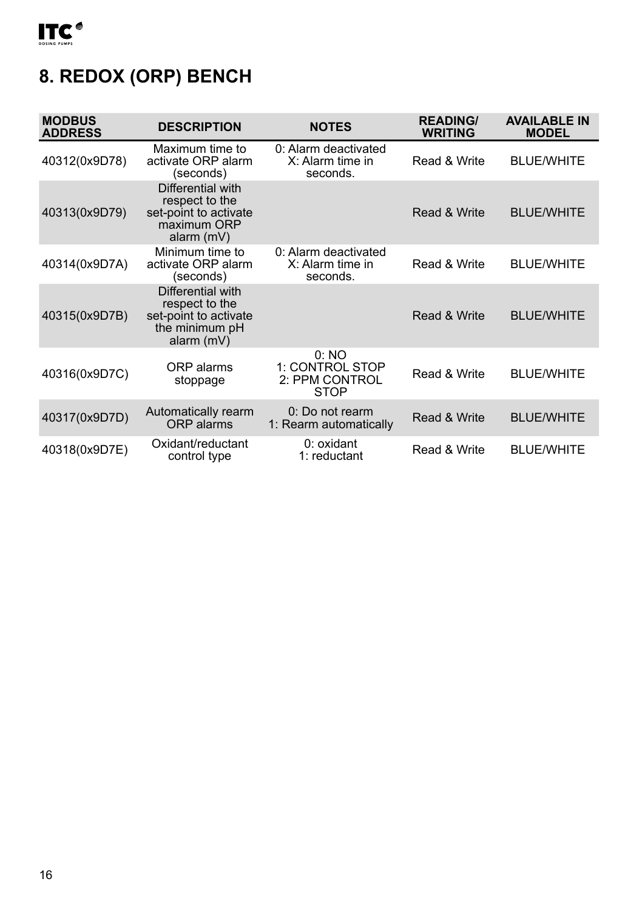# 8. REDOX (ORP) BENCH

| MODBUS ADDRESS | DESCRIPTION | NOTES | READING/ WRITING | AVAILABLE IN MODEL |
|---|---|---|---|---|
| 40312(0x9D78) | Maximum time to activate ORP alarm (seconds) | 0: Alarm deactivated X: Alarm time in seconds. | Read & Write | BLUE/WHITE |
| 40313(0x9D79) | Differential with respect to the set-point to activate maximum ORP alarm (mV) | | Read & Write | BLUE/WHITE |
| 40314(0x9D7A) | Minimum time to activate ORP alarm (seconds) | 0: Alarm deactivated X: Alarm time in seconds. | Read & Write | BLUE/WHITE |
| 40315(0x9D7B) | Differential with respect to the set-point to activate the minimum pH alarm (mV) | | Read & Write | BLUE/WHITE |
| 40316(0x9D7C) | ORP alarms stoppage | 0: NO 1: CONTROL STOP 2: PPM CONTROL STOP | Read & Write | BLUE/WHITE |
| 40317(0x9D7D) | Automatically rearm ORP alarms | 0: Do not rearm 1: Rearm automatically | Read & Write | BLUE/WHITE |
| 40318(0x9D7E) | Oxidant/reductant control type | 0: oxidant 1: reductant | Read & Write | BLUE/WHITE |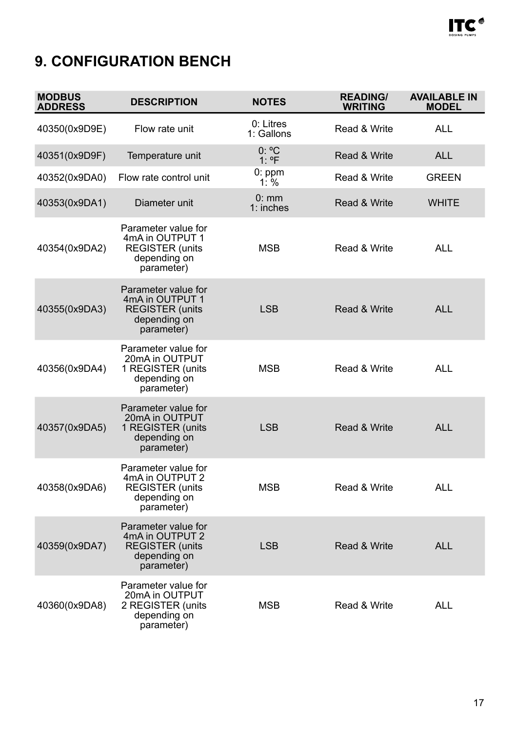## 9. CONFIGURATION BENCH

| MODBUS ADDRESS | DESCRIPTION | NOTES | READING/ WRITING | AVAILABLE IN MODEL |
|---|---|---|---|---|
| 40350(0x9D9E) | Flow rate unit | 0: Litres<br>1: Gallons | Read & Write | ALL |
| 40351(0x9D9F) | Temperature unit | 0: ºC<br>1: ºF | Read & Write | ALL |
| 40352(0x9DA0) | Flow rate control unit | 0: ppm<br>1: % | Read & Write | GREEN |
| 40353(0x9DA1) | Diameter unit | 0: mm<br>1: inches | Read & Write | WHITE |
| 40354(0x9DA2) | Parameter value for 4mA in OUTPUT 1 REGISTER (units depending on parameter) | MSB | Read & Write | ALL |
| 40355(0x9DA3) | Parameter value for 4mA in OUTPUT 1 REGISTER (units depending on parameter) | LSB | Read & Write | ALL |
| 40356(0x9DA4) | Parameter value for 20mA in OUTPUT 1 REGISTER (units depending on parameter) | MSB | Read & Write | ALL |
| 40357(0x9DA5) | Parameter value for 20mA in OUTPUT 1 REGISTER (units depending on parameter) | LSB | Read & Write | ALL |
| 40358(0x9DA6) | Parameter value for 4mA in OUTPUT 2 REGISTER (units depending on parameter) | MSB | Read & Write | ALL |
| 40359(0x9DA7) | Parameter value for 4mA in OUTPUT 2 REGISTER (units depending on parameter) | LSB | Read & Write | ALL |
| 40360(0x9DA8) | Parameter value for 20mA in OUTPUT 2 REGISTER (units depending on parameter) | MSB | Read & Write | ALL |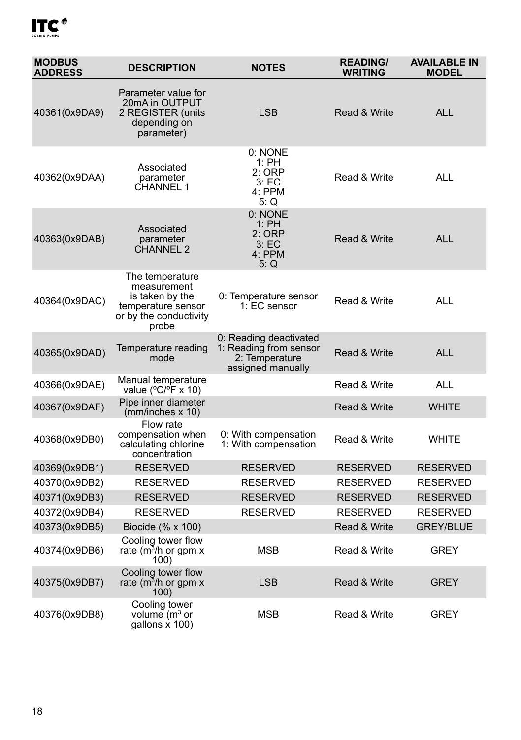| MODBUS ADDRESS | DESCRIPTION | NOTES | READING/ WRITING | AVAILABLE IN MODEL |
|---|---|---|---|---|
| 40361(0x9DA9) | Parameter value for 20mA in OUTPUT 2 REGISTER (units depending on parameter) | LSB | Read & Write | ALL |
| 40362(0x9DAA) | Associated parameter CHANNEL 1 | 0: NONE<br>1: PH<br>2: ORP<br>3: EC<br>4: PPM<br>5: Q | Read & Write | ALL |
| 40363(0x9DAB) | Associated parameter CHANNEL 2 | 0: NONE<br>1: PH<br>2: ORP<br>3: EC<br>4: PPM<br>5: Q | Read & Write | ALL |
| 40364(0x9DAC) | The temperature measurement is taken by the temperature sensor or by the conductivity probe | 0: Temperature sensor<br>1: EC sensor | Read & Write | ALL |
| 40365(0x9DAD) | Temperature reading mode | 0: Reading deactivated<br>1: Reading from sensor<br>2: Temperature assigned manually | Read & Write | ALL |
| 40366(0x9DAE) | Manual temperature value (ºC/ºF x 10) | | Read & Write | ALL |
| 40367(0x9DAF) | Pipe inner diameter (mm/inches x 10) | | Read & Write | WHITE |
| 40368(0x9DB0) | Flow rate compensation when calculating chlorine concentration | 0: With compensation<br>1: With compensation | Read & Write | WHITE |
| 40369(0x9DB1) | RESERVED | RESERVED | RESERVED | RESERVED |
| 40370(0x9DB2) | RESERVED | RESERVED | RESERVED | RESERVED |
| 40371(0x9DB3) | RESERVED | RESERVED | RESERVED | RESERVED |
| 40372(0x9DB4) | RESERVED | RESERVED | RESERVED | RESERVED |
| 40373(0x9DB5) | Biocide (% x 100) | | Read & Write | GREY/BLUE |
| 40374(0x9DB6) | Cooling tower flow rate ($m^3$/h or gpm x 100) | MSB | Read & Write | GREY |
| 40375(0x9DB7) | Cooling tower flow rate ($m^3$/h or gpm x 100) | LSB | Read & Write | GREY |
| 40376(0x9DB8) | Cooling tower volume ($m^3$ or gallons x 100) | MSB | Read & Write | GREY |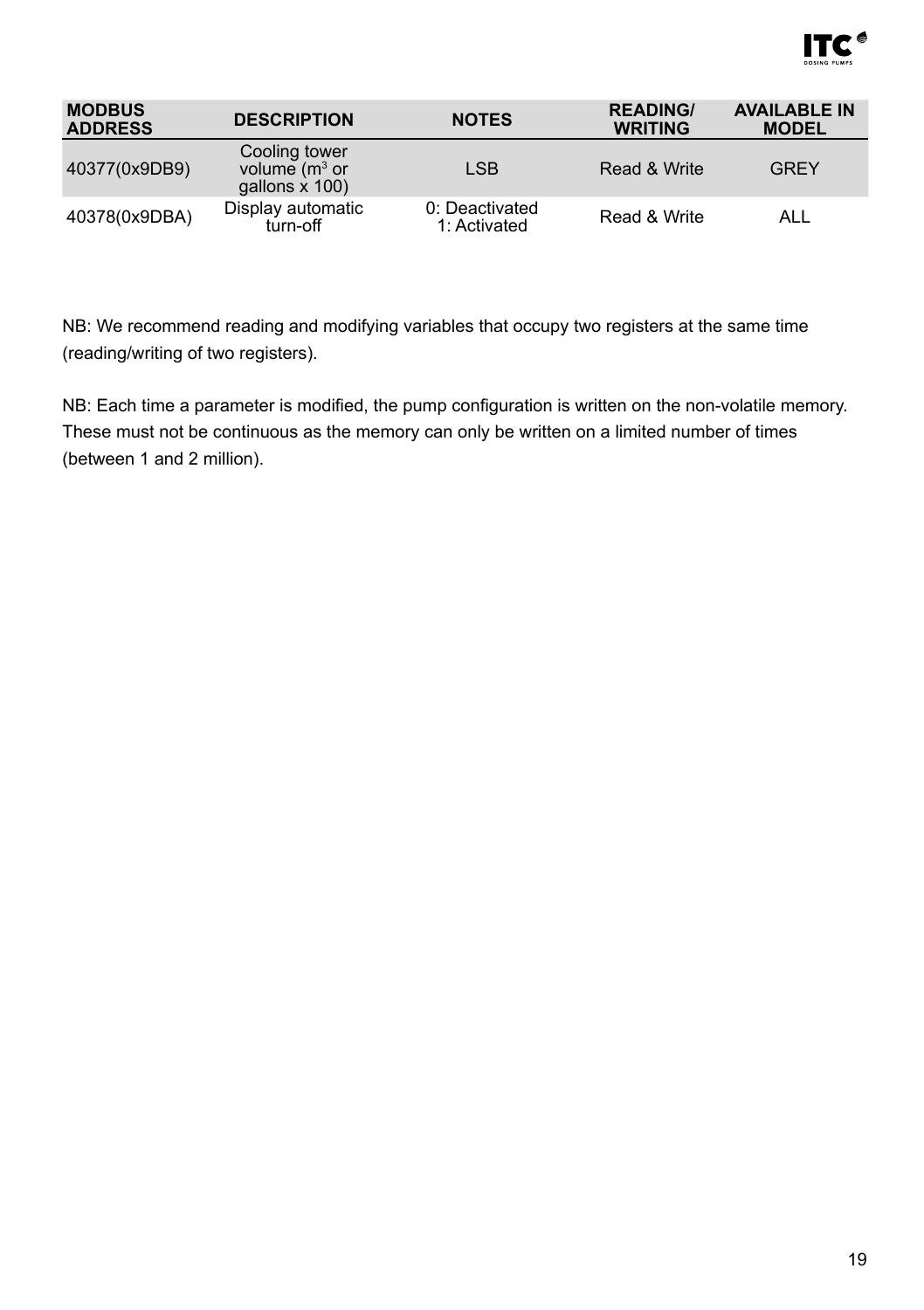| MODBUS ADDRESS | DESCRIPTION | NOTES | READING/ WRITING | AVAILABLE IN MODEL |
|---|---|---|---|---|
| 40377(0x9DB9) | Cooling tower volume ($m^3$ or gallons x 100) | LSB | Read & Write | GREY |
| 40378(0x9DBA) | Display automatic turn-off | 0: Deactivated 1: Activated | Read & Write | ALL |

NB: We recommend reading and modifying variables that occupy two registers at the same time (reading/writing of two registers).

NB: Each time a parameter is modified, the pump configuration is written on the non-volatile memory. These must not be continuous as the memory can only be written on a limited number of times (between 1 and 2 million).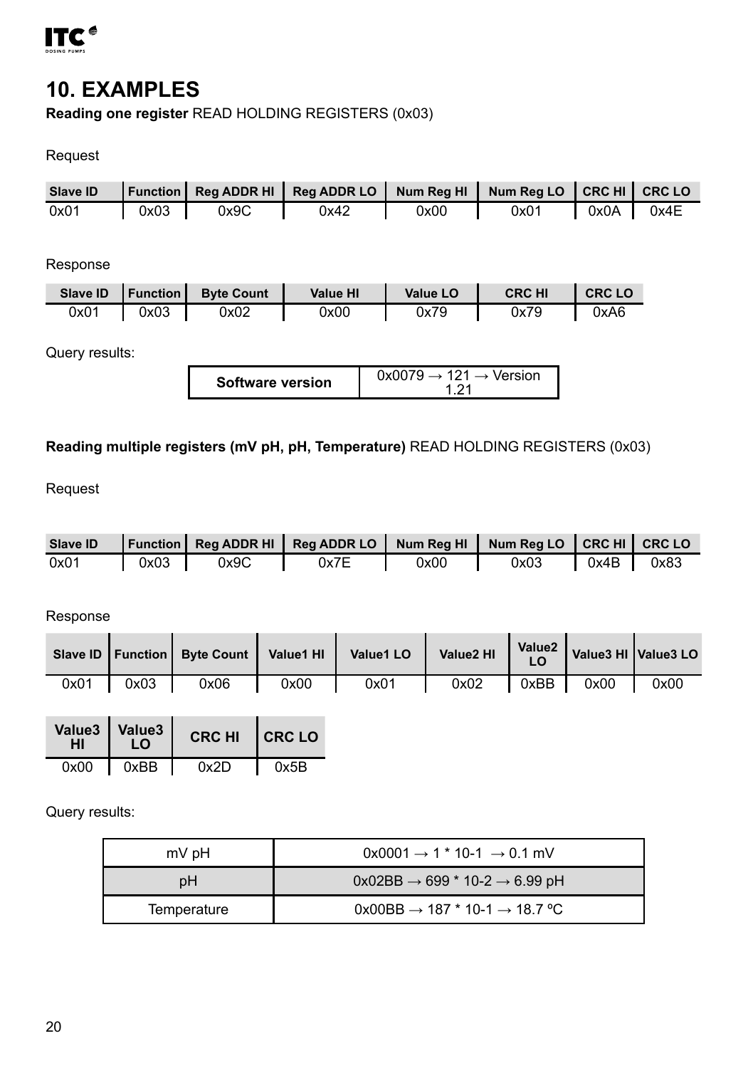## 10. EXAMPLES

**Reading one register** READ HOLDING REGISTERS (0x03)

Request

| Slave ID | Function | Reg ADDR HI | Reg ADDR LO | Num Reg HI | Num Reg LO | CRC HI | CRC LO |
|---|---|---|---|---|---|---|---|
| 0x01 | 0x03 | 0x9C | 0x42 | 0x00 | 0x01 | 0x0A | 0x4E |

Response

| Slave ID | Function | Byte Count | Value HI | Value LO | CRC HI | CRC LO |
|---|---|---|---|---|---|---|
| 0x01 | 0x03 | 0x02 | 0x00 | 0x79 | 0x79 | 0xA6 |

Query results:

| Software version | 0x0079 → 121 → Version 1.21 |
|---|---|

**Reading multiple registers (mV pH, pH, Temperature)** READ HOLDING REGISTERS (0x03)

Request

| Slave ID | Function | Reg ADDR HI | Reg ADDR LO | Num Reg HI | Num Reg LO | CRC HI | CRC LO |
|---|---|---|---|---|---|---|---|
| 0x01 | 0x03 | 0x9C | 0x7E | 0x00 | 0x03 | 0x4B | 0x83 |

Response

| Slave ID | Function | Byte Count | Value1 HI | Value1 LO | Value2 HI | Value2 LO | Value3 HI | Value3 LO |
|---|---|---|---|---|---|---|---|---|
| 0x01 | 0x03 | 0x06 | 0x00 | 0x01 | 0x02 | 0xBB | 0x00 | 0x00 |

| Value3 HI | Value3 LO | CRC HI | CRC LO |
|---|---|---|---|
| 0x00 | 0xBB | 0x2D | 0x5B |

Query results:

| mV pH | 0x0001 → 1 * 10-1 → 0.1 mV |
|---|---|
| pH | 0x02BB → 699 * 10-2 → 6.99 pH |
| Temperature | 0x00BB → 187 * 10-1 → 18.7 ºC |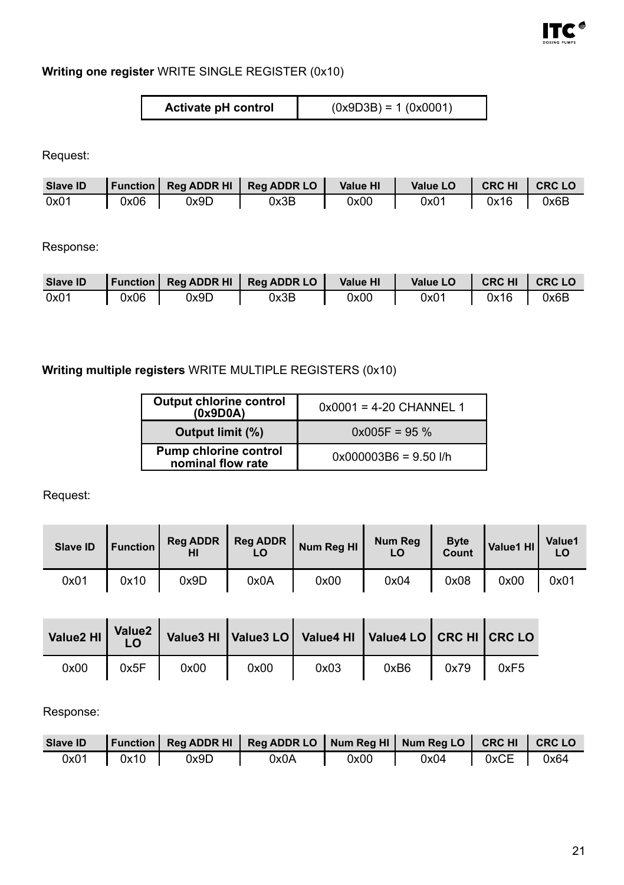**Writing one register** WRITE SINGLE REGISTER (0x10)

| Activate pH control | (0x9D3B) = 1 (0x0001) |
|---|---|

Request:

| Slave ID | Function | Reg ADDR HI | Reg ADDR LO | Value HI | Value LO | CRC HI | CRC LO |
|---|---|---|---|---|---|---|---|
| 0x01 | 0x06 | 0x9D | 0x3B | 0x00 | 0x01 | 0x16 | 0x6B |

Response:

| Slave ID | Function | Reg ADDR HI | Reg ADDR LO | Value HI | Value LO | CRC HI | CRC LO |
|---|---|---|---|---|---|---|---|
| 0x01 | 0x06 | 0x9D | 0x3B | 0x00 | 0x01 | 0x16 | 0x6B |

**Writing multiple registers** WRITE MULTIPLE REGISTERS (0x10)

| Output chlorine control (0x9D0A) | 0x0001 = 4-20 CHANNEL 1 |
|---|---|
| Output limit (%) | 0x005F = 95 % |
| Pump chlorine control nominal flow rate | 0x000003B6 = 9.50 l/h |

Request:

| Slave ID | Function | Reg ADDR HI | Reg ADDR LO | Num Reg HI | Num Reg LO | Byte Count | Value1 HI | Value1 LO |
|---|---|---|---|---|---|---|---|---|
| 0x01 | 0x10 | 0x9D | 0x0A | 0x00 | 0x04 | 0x08 | 0x00 | 0x01 |

| Value2 HI | Value2 LO | Value3 HI | Value3 LO | Value4 HI | Value4 LO | CRC HI | CRC LO |
|---|---|---|---|---|---|---|---|
| 0x00 | 0x5F | 0x00 | 0x00 | 0x03 | 0xB6 | 0x79 | 0xF5 |

Response:

| Slave ID | Function | Reg ADDR HI | Reg ADDR LO | Num Reg HI | Num Reg LO | CRC HI | CRC LO |
|---|---|---|---|---|---|---|---|
| 0x01 | 0x10 | 0x9D | 0x0A | 0x00 | 0x04 | 0xCE | 0x64 |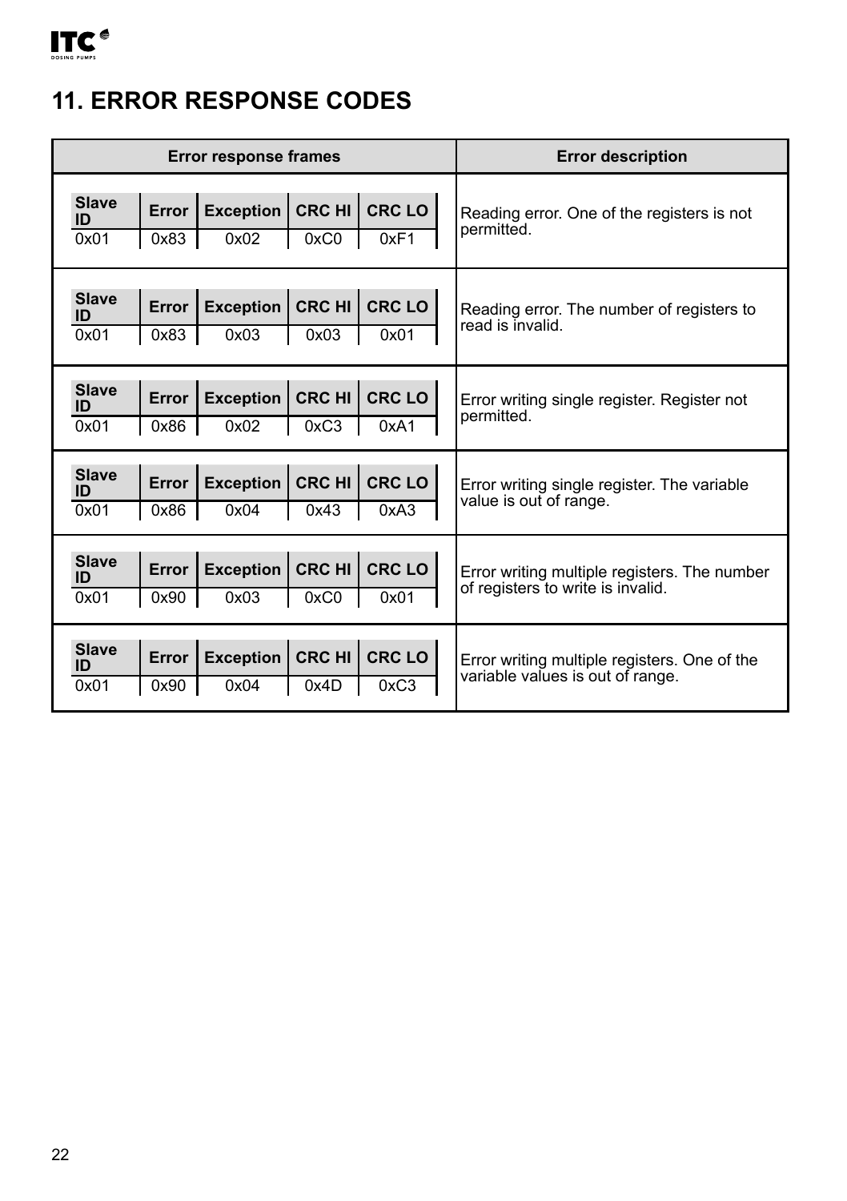## 11. ERROR RESPONSE CODES

| Slave ID | Error | Exception | CRC HI | CRC LO | Error description |
|---|---|---|---|---|---|
| 0x01 | 0x83 | 0x02 | 0xC0 | 0xF1 | Reading error. One of the registers is not permitted. |
| 0x01 | 0x83 | 0x03 | 0x03 | 0x01 | Reading error. The number of registers to read is invalid. |
| 0x01 | 0x86 | 0x02 | 0xC3 | 0xA1 | Error writing single register. Register not permitted. |
| 0x01 | 0x86 | 0x04 | 0x43 | 0xA3 | Error writing single register. The variable value is out of range. |
| 0x01 | 0x90 | 0x03 | 0xC0 | 0x01 | Error writing multiple registers. The number of registers to write is invalid. |
| 0x01 | 0x90 | 0x04 | 0x4D | 0xC3 | Error writing multiple registers. One of the variable values is out of range. |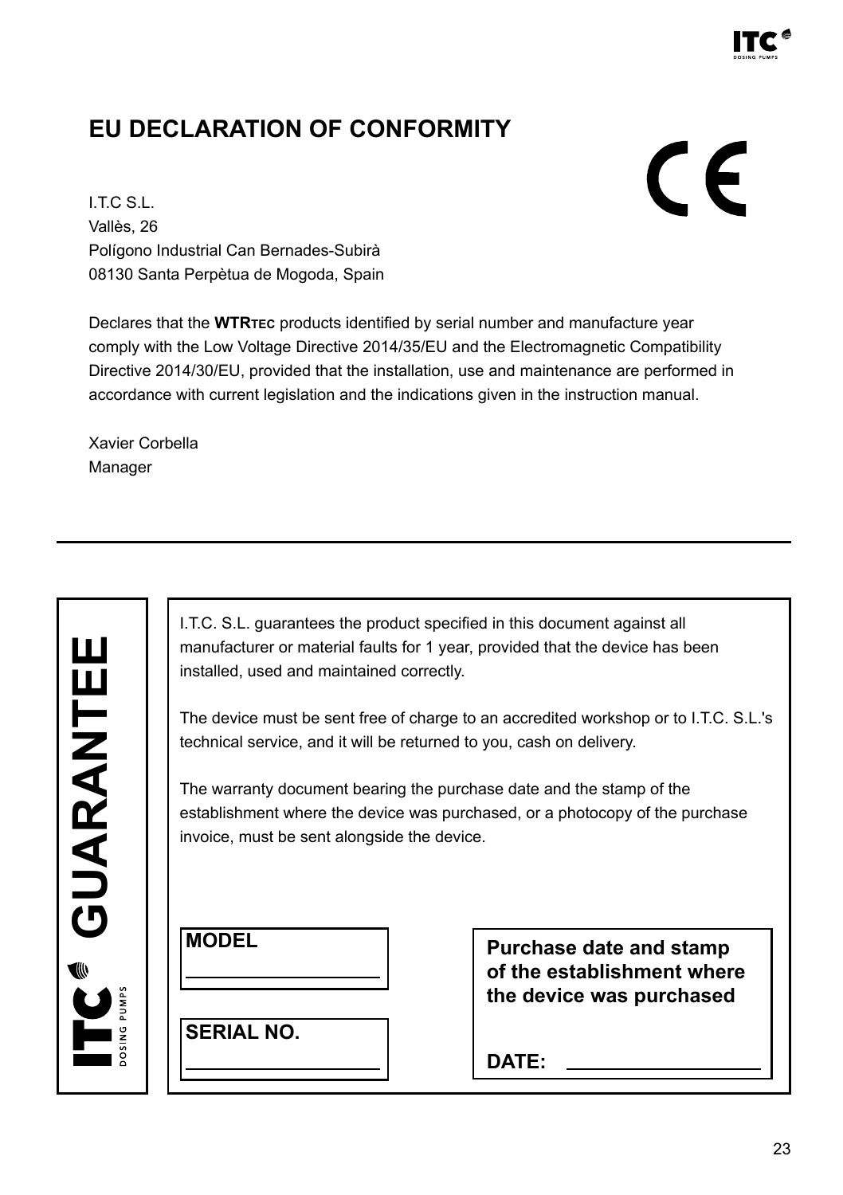# EU DECLARATION OF CONFORMITY

I.T.C S.L.
Vallès, 26
Polígono Industrial Can Bernades-Subirà
08130 Santa Perpètua de Mogoda, Spain

Declares that the **WTRTEC** products identified by serial number and manufacture year comply with the Low Voltage Directive 2014/35/EU and the Electromagnetic Compatibility Directive 2014/30/EU, provided that the installation, use and maintenance are performed in accordance with current legislation and the indications given in the instruction manual.

Xavier Corbella
Manager

---

## GUARANTEE

I.T.C. S.L. guarantees the product specified in this document against all manufacturer or material faults for 1 year, provided that the device has been installed, used and maintained correctly.

The device must be sent free of charge to an accredited workshop or to I.T.C. S.L.'s technical service, and it will be returned to you, cash on delivery.

The warranty document bearing the purchase date and the stamp of the establishment where the device was purchased, or a photocopy of the purchase invoice, must be sent alongside the device.

**MODEL**

________________

**SERIAL NO.**

________________

**Purchase date and stamp of the establishment where the device was purchased**

**DATE:** ________________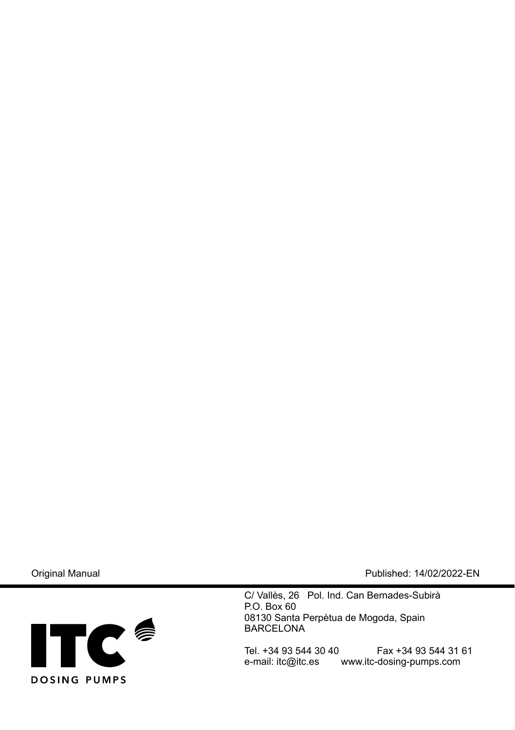Original Manual

Published: 14/02/2022-EN

ITC

DOSING PUMPS

C/ Vallès, 26 Pol. Ind. Can Bernades-Subirà
P.O. Box 60
08130 Santa Perpètua de Mogoda, Spain
BARCELONA

Tel. +34 93 544 30 40 Fax +34 93 544 31 61
e-mail: itc@itc.es www.itc-dosing-pumps.com